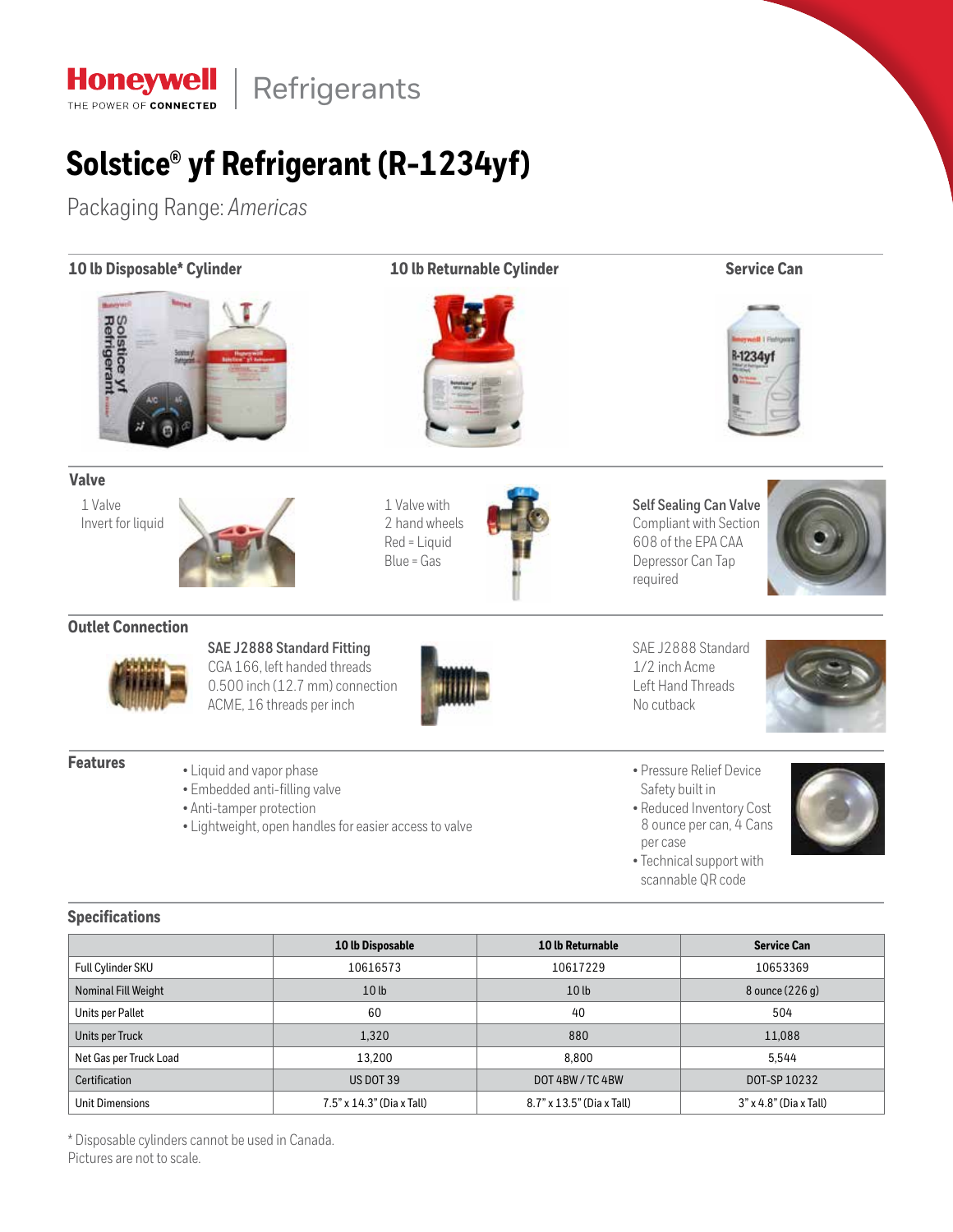**Honeywell** THE POWER OF CONNECTED | Refrigerants

# Solstice® yf Refrigerant (R-1234yf)

Packaging Range: *Americas*

## 10 lb Disposable* Cylinder

## 10 lb Returnable Cylinder

## Service Can

### Valve

1 Valve
Invert for liquid

1 Valve with
2 hand wheels
Red = Liquid
Blue = Gas

**Self Sealing Can Valve**
Compliant with Section 608 of the EPA CAA
Depressor Can Tap required

### Outlet Connection

**SAE J2888 Standard Fitting**
CGA 166, left handed threads
0.500 inch (12.7 mm) connection
ACME, 16 threads per inch

SAE J2888 Standard
1/2 inch Acme
Left Hand Threads
No cutback

### Features

- Liquid and vapor phase
- Embedded anti-filling valve
- Anti-tamper protection
- Lightweight, open handles for easier access to valve

- Pressure Relief Device Safety built in
- Reduced Inventory Cost 8 ounce per can, 4 Cans per case
- Technical support with scannable QR code

### Specifications

| | 10 lb Disposable | 10 lb Returnable | Service Can |
|---|---|---|---|
| Full Cylinder SKU | 10616573 | 10617229 | 10653369 |
| Nominal Fill Weight | 10 lb | 10 lb | 8 ounce (226 g) |
| Units per Pallet | 60 | 40 | 504 |
| Units per Truck | 1,320 | 880 | 11,088 |
| Net Gas per Truck Load | 13,200 | 8,800 | 5,544 |
| Certification | US DOT 39 | DOT 4BW / TC 4BW | DOT-SP 10232 |
| Unit Dimensions | 7.5" x 14.3" (Dia x Tall) | 8.7" x 13.5" (Dia x Tall) | 3" x 4.8" (Dia x Tall) |

* Disposable cylinders cannot be used in Canada.
Pictures are not to scale.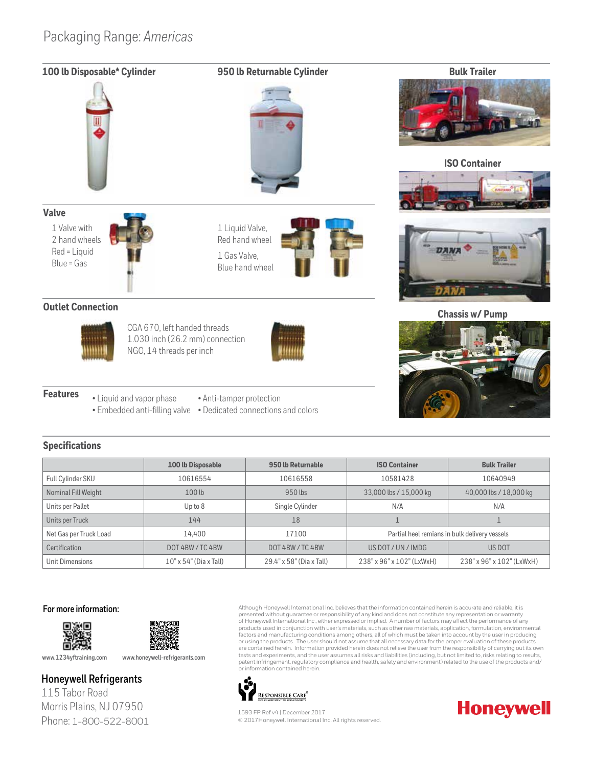# Packaging Range: *Americas*

## 100 lb Disposable* Cylinder

## 950 lb Returnable Cylinder

## Bulk Trailer

## ISO Container

## Chassis w/ Pump

### Valve

1 Valve with
2 hand wheels
Red = Liquid
Blue = Gas

1 Liquid Valve,
Red hand wheel

1 Gas Valve,
Blue hand wheel

### Outlet Connection

CGA 670, left handed threads
1.030 inch (26.2 mm) connection
NGO, 14 threads per inch

### Features

- Liquid and vapor phase
- Embedded anti-filling valve
- Anti-tamper protection
- Dedicated connections and colors

## Specifications

| | 100 lb Disposable | 950 lb Returnable | ISO Container | Bulk Trailer |
|---|---|---|---|---|
| Full Cylinder SKU | 10616554 | 10616558 | 10581428 | 10640949 |
| Nominal Fill Weight | 100 lb | 950 lbs | 33,000 lbs / 15,000 kg | 40,000 lbs / 18,000 kg |
| Units per Pallet | Up to 8 | Single Cylinder | N/A | N/A |
| Units per Truck | 144 | 18 | 1 | 1 |
| Net Gas per Truck Load | 14,400 | 17100 | Partial heel remains in bulk delivery vessels | |
| Certification | DOT 4BW / TC 4BW | DOT 4BW / TC 4BW | US DOT / UN / IMDG | US DOT |
| Unit Dimensions | 10" x 54" (Dia x Tall) | 29.4" x 58" (Dia x Tall) | 238" x 96" x 102" (LxWxH) | 238" x 96" x 102" (LxWxH) |

**For more information:**

www.1234yftraining.com

www.honeywell-refrigerants.com

**Honeywell Refrigerants**
115 Tabor Road
Morris Plains, NJ 07950
Phone: 1-800-522-8001

Although Honeywell International Inc. believes that the information contained herein is accurate and reliable, it is presented without guarantee or responsibility of any kind and does not constitute any representation or warranty of Honeywell International Inc., either expressed or implied. A number of factors may affect the performance of any products used in conjunction with user's materials, such as other raw materials, application, formulation, environmental factors and manufacturing conditions among others, all of which must be taken into account by the user in producing or using the products. The user should not assume that all necessary data for the proper evaluation of these products are contained herein. Information provided herein does not relieve the user from the responsibility of carrying out its own tests and experiments, and the user assumes all risks and liabilities (including, but not limited to, risks relating to results, patent infringement, regulatory compliance and health, safety and environment) related to the use of the products and/or information contained herein.

Responsible Care®

1593 FP Ref v4 | December 2017
© 2017Honeywell International Inc. All rights reserved.

Honeywell